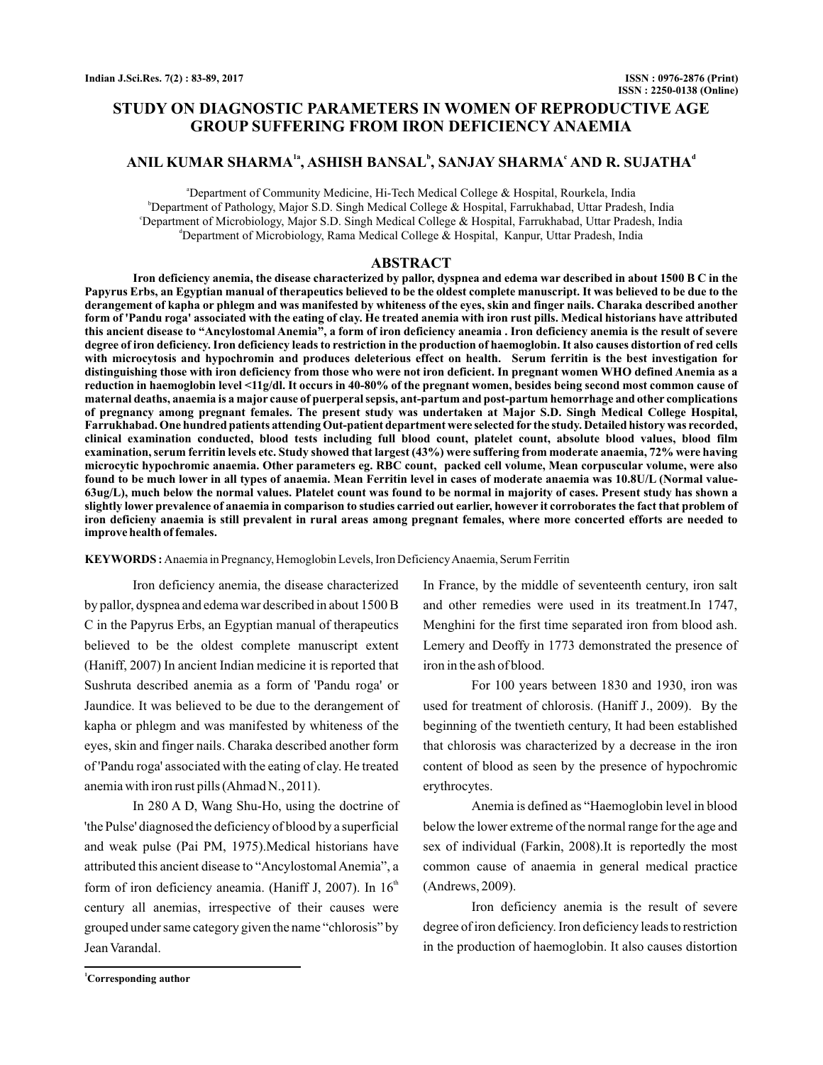# STUDY ON DIAGNOSTIC PARAMETERS IN WOMEN OF REPRODUCTIVE AGE GROUP SUFFERING FROM IRON DEFICIENCY ANAEMIA

## ANIL KUMAR SHARMA[1a], ASHISH BANSAL[b], SANJAY SHARMA[c] AND R. SUJATHA[d]

[a]Department of Community Medicine, Hi-Tech Medical College & Hospital, Rourkela, India
[b]Department of Pathology, Major S.D. Singh Medical College & Hospital, Farrukhabad, Uttar Pradesh, India
[c]Department of Microbiology, Major S.D. Singh Medical College & Hospital, Farrukhabad, Uttar Pradesh, India
[d]Department of Microbiology, Rama Medical College & Hospital, Kanpur, Uttar Pradesh, India

## ABSTRACT

**Iron deficiency anemia, the disease characterized by pallor, dyspnea and edema war described in about 1500 B C in the Papyrus Erbs, an Egyptian manual of therapeutics believed to be the oldest complete manuscript. It was believed to be due to the derangement of kapha or phlegm and was manifested by whiteness of the eyes, skin and finger nails. Charaka described another form of 'Pandu roga' associated with the eating of clay. He treated anemia with iron rust pills. Medical historians have attributed this ancient disease to "Ancylostomal Anemia", a form of iron deficiency aneamia . Iron deficiency anemia is the result of severe degree of iron deficiency. Iron deficiency leads to restriction in the production of haemoglobin. It also causes distortion of red cells with microcytosis and hypochromin and produces deleterious effect on health. Serum ferritin is the best investigation for distinguishing those with iron deficiency from those who were not iron deficient. In pregnant women WHO defined Anemia as a reduction in haemoglobin level <11g/dl. It occurs in 40-80% of the pregnant women, besides being second most common cause of maternal deaths, anaemia is a major cause of puerperal sepsis, ant-partum and post-partum hemorrhage and other complications of pregnancy among pregnant females. The present study was undertaken at Major S.D. Singh Medical College Hospital, Farrukhabad. One hundred patients attending Out-patient department were selected for the study. Detailed history was recorded, clinical examination conducted, blood tests including full blood count, platelet count, absolute blood values, blood film examination, serum ferritin levels etc. Study showed that largest (43%) were suffering from moderate anaemia, 72% were having microcytic hypochromic anaemia. Other parameters eg. RBC count, packed cell volume, Mean corpuscular volume, were also found to be much lower in all types of anaemia. Mean Ferritin level in cases of moderate anaemia was 10.8U/L (Normal value-63ug/L), much below the normal values. Platelet count was found to be normal in majority of cases. Present study has shown a slightly lower prevalence of anaemia in comparison to studies carried out earlier, however it corroborates the fact that problem of iron deficieny anaemia is still prevalent in rural areas among pregnant females, where more concerted efforts are needed to improve health of females.**

**KEYWORDS :** Anaemia in Pregnancy, Hemoglobin Levels, Iron Deficiency Anaemia, Serum Ferritin

Iron deficiency anemia, the disease characterized by pallor, dyspnea and edema war described in about 1500 B C in the Papyrus Erbs, an Egyptian manual of therapeutics believed to be the oldest complete manuscript extent (Haniff, 2007) In ancient Indian medicine it is reported that Sushruta described anemia as a form of 'Pandu roga' or Jaundice. It was believed to be due to the derangement of kapha or phlegm and was manifested by whiteness of the eyes, skin and finger nails. Charaka described another form of 'Pandu roga' associated with the eating of clay. He treated anemia with iron rust pills (Ahmad N., 2011).

In 280 A D, Wang Shu-Ho, using the doctrine of 'the Pulse' diagnosed the deficiency of blood by a superficial and weak pulse (Pai PM, 1975).Medical historians have attributed this ancient disease to "Ancylostomal Anemia", a form of iron deficiency aneamia. (Haniff J, 2007). In 16th century all anemias, irrespective of their causes were grouped under same category given the name "chlorosis" by Jean Varandal.

In France, by the middle of seventeenth century, iron salt and other remedies were used in its treatment.In 1747, Menghini for the first time separated iron from blood ash. Lemery and Deoffy in 1773 demonstrated the presence of iron in the ash of blood.

For 100 years between 1830 and 1930, iron was used for treatment of chlorosis. (Haniff J., 2009). By the beginning of the twentieth century, It had been established that chlorosis was characterized by a decrease in the iron content of blood as seen by the presence of hypochromic erythrocytes.

Anemia is defined as "Haemoglobin level in blood below the lower extreme of the normal range for the age and sex of individual (Farkin, 2008).It is reportedly the most common cause of anaemia in general medical practice (Andrews, 2009).

Iron deficiency anemia is the result of severe degree of iron deficiency. Iron deficiency leads to restriction in the production of haemoglobin. It also causes distortion

[1]Corresponding author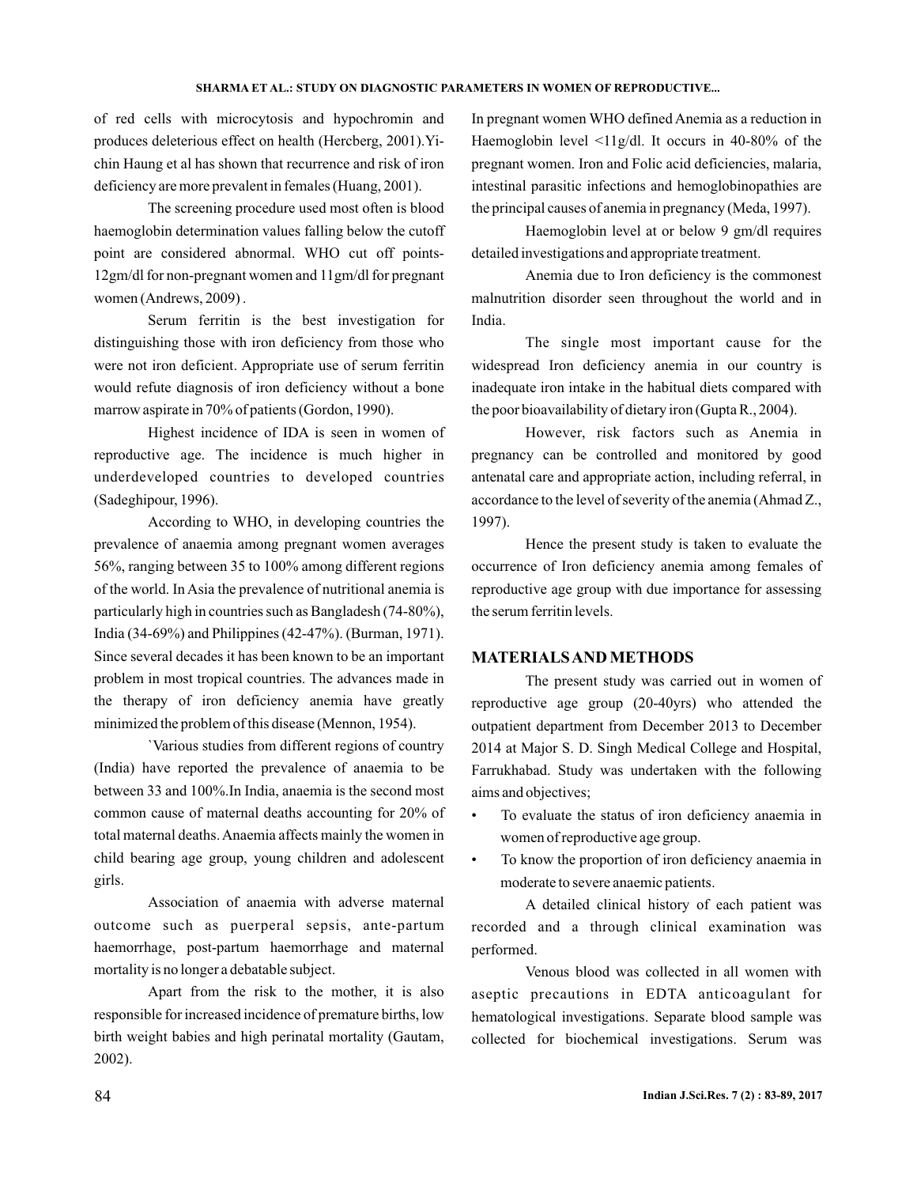of red cells with microcytosis and hypochromin and produces deleterious effect on health (Hercberg, 2001).Yi-chin Haung et al has shown that recurrence and risk of iron deficiency are more prevalent in females (Huang, 2001).

The screening procedure used most often is blood haemoglobin determination values falling below the cutoff point are considered abnormal. WHO cut off points-12gm/dl for non-pregnant women and 11gm/dl for pregnant women (Andrews, 2009) .

Serum ferritin is the best investigation for distinguishing those with iron deficiency from those who were not iron deficient. Appropriate use of serum ferritin would refute diagnosis of iron deficiency without a bone marrow aspirate in 70% of patients (Gordon, 1990).

Highest incidence of IDA is seen in women of reproductive age. The incidence is much higher in underdeveloped countries to developed countries (Sadeghipour, 1996).

According to WHO, in developing countries the prevalence of anaemia among pregnant women averages 56%, ranging between 35 to 100% among different regions of the world. In Asia the prevalence of nutritional anemia is particularly high in countries such as Bangladesh (74-80%), India (34-69%) and Philippines (42-47%). (Burman, 1971). Since several decades it has been known to be an important problem in most tropical countries. The advances made in the therapy of iron deficiency anemia have greatly minimized the problem of this disease (Mennon, 1954).

`Various studies from different regions of country (India) have reported the prevalence of anaemia to be between 33 and 100%.In India, anaemia is the second most common cause of maternal deaths accounting for 20% of total maternal deaths. Anaemia affects mainly the women in child bearing age group, young children and adolescent girls.

Association of anaemia with adverse maternal outcome such as puerperal sepsis, ante-partum haemorrhage, post-partum haemorrhage and maternal mortality is no longer a debatable subject.

Apart from the risk to the mother, it is also responsible for increased incidence of premature births, low birth weight babies and high perinatal mortality (Gautam, 2002).

In pregnant women WHO defined Anemia as a reduction in Haemoglobin level <11g/dl. It occurs in 40-80% of the pregnant women. Iron and Folic acid deficiencies, malaria, intestinal parasitic infections and hemoglobinopathies are the principal causes of anemia in pregnancy (Meda, 1997).

Haemoglobin level at or below 9 gm/dl requires detailed investigations and appropriate treatment.

Anemia due to Iron deficiency is the commonest malnutrition disorder seen throughout the world and in India.

The single most important cause for the widespread Iron deficiency anemia in our country is inadequate iron intake in the habitual diets compared with the poor bioavailability of dietary iron (Gupta R., 2004).

However, risk factors such as Anemia in pregnancy can be controlled and monitored by good antenatal care and appropriate action, including referral, in accordance to the level of severity of the anemia (Ahmad Z., 1997).

Hence the present study is taken to evaluate the occurrence of Iron deficiency anemia among females of reproductive age group with due importance for assessing the serum ferritin levels.

## MATERIALS AND METHODS

The present study was carried out in women of reproductive age group (20-40yrs) who attended the outpatient department from December 2013 to December 2014 at Major S. D. Singh Medical College and Hospital, Farrukhabad. Study was undertaken with the following aims and objectives;

- To evaluate the status of iron deficiency anaemia in women of reproductive age group.
- To know the proportion of iron deficiency anaemia in moderate to severe anaemic patients.

A detailed clinical history of each patient was recorded and a through clinical examination was performed.

Venous blood was collected in all women with aseptic precautions in EDTA anticoagulant for hematological investigations. Separate blood sample was collected for biochemical investigations. Serum was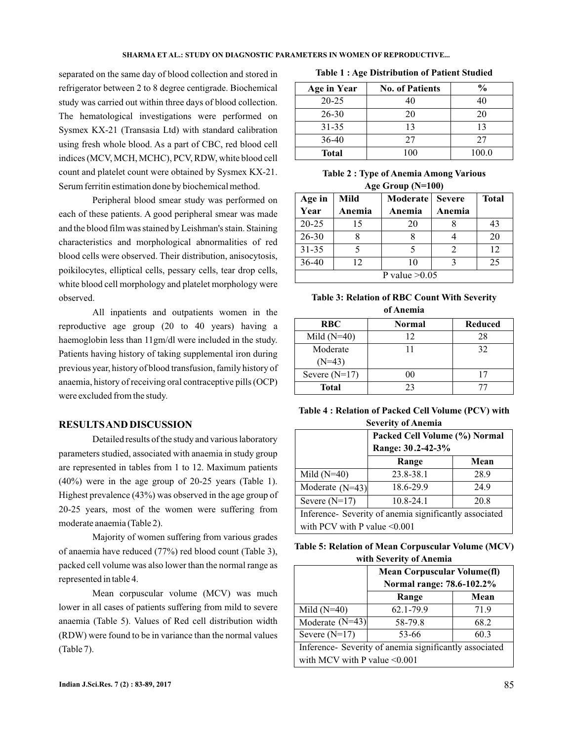separated on the same day of blood collection and stored in refrigerator between 2 to 8 degree centigrade. Biochemical study was carried out within three days of blood collection. The hematological investigations were performed on Sysmex KX-21 (Transasia Ltd) with standard calibration using fresh whole blood. As a part of CBC, red blood cell indices (MCV, MCH, MCHC), PCV, RDW, white blood cell count and platelet count were obtained by Sysmex KX-21. Serum ferritin estimation done by biochemical method.

Peripheral blood smear study was performed on each of these patients. A good peripheral smear was made and the blood film was stained by Leishman's stain. Staining characteristics and morphological abnormalities of red blood cells were observed. Their distribution, anisocytosis, poikilocytes, elliptical cells, pessary cells, tear drop cells, white blood cell morphology and platelet morphology were observed.

All inpatients and outpatients women in the reproductive age group (20 to 40 years) having a haemoglobin less than 11gm/dl were included in the study. Patients having history of taking supplemental iron during previous year, history of blood transfusion, family history of anaemia, history of receiving oral contraceptive pills (OCP) were excluded from the study.

## RESULTS AND DISCUSSION

Detailed results of the study and various laboratory parameters studied, associated with anaemia in study group are represented in tables from 1 to 12. Maximum patients (40%) were in the age group of 20-25 years (Table 1). Highest prevalence (43%) was observed in the age group of 20-25 years, most of the women were suffering from moderate anaemia (Table 2).

Majority of women suffering from various grades of anaemia have reduced (77%) red blood count (Table 3), packed cell volume was also lower than the normal range as represented in table 4.

Mean corpuscular volume (MCV) was much lower in all cases of patients suffering from mild to severe anaemia (Table 5). Values of Red cell distribution width (RDW) were found to be in variance than the normal values (Table 7).

**Table 1 : Age Distribution of Patient Studied**

| Age in Year | No. of Patients | % |
|---|---|---|
| 20-25 | 40 | 40 |
| 26-30 | 20 | 20 |
| 31-35 | 13 | 13 |
| 36-40 | 27 | 27 |
| **Total** | 100 | 100.0 |

**Table 2 : Type of Anemia Among Various Age Group (N=100)**

| Age in Year | Mild Anemia | Moderate Anemia | Severe Anemia | Total |
|---|---|---|---|---|
| 20-25 | 15 | 20 | 8 | 43 |
| 26-30 | 8 | 8 | 4 | 20 |
| 31-35 | 5 | 5 | 2 | 12 |
| 36-40 | 12 | 10 | 3 | 25 |
| P value >0.05 | | | | |

**Table 3: Relation of RBC Count With Severity of Anemia**

| RBC | Normal | Reduced |
|---|---|---|
| Mild (N=40) | 12 | 28 |
| Moderate (N=43) | 11 | 32 |
| Severe (N=17) | 00 | 17 |
| **Total** | 23 | 77 |

**Table 4 : Relation of Packed Cell Volume (PCV) with Severity of Anemia**

| | Packed Cell Volume (%) Normal Range: 30.2-42-3% | |
|---|---|---|
| | **Range** | **Mean** |
| Mild (N=40) | 23.8-38.1 | 28.9 |
| Moderate (N=43) | 18.6-29.9 | 24.9 |
| Severe (N=17) | 10.8-24.1 | 20.8 |
| Inference- Severity of anemia significantly associated with PCV with P value <0.001 | | |

**Table 5: Relation of Mean Corpuscular Volume (MCV) with Severity of Anemia**

| | Mean Corpuscular Volume(fl) Normal range: 78.6-102.2% | |
|---|---|---|
| | **Range** | **Mean** |
| Mild (N=40) | 62.1-79.9 | 71.9 |
| Moderate (N=43) | 58-79.8 | 68.2 |
| Severe (N=17) | 53-66 | 60.3 |
| Inference- Severity of anemia significantly associated with MCV with P value <0.001 | | |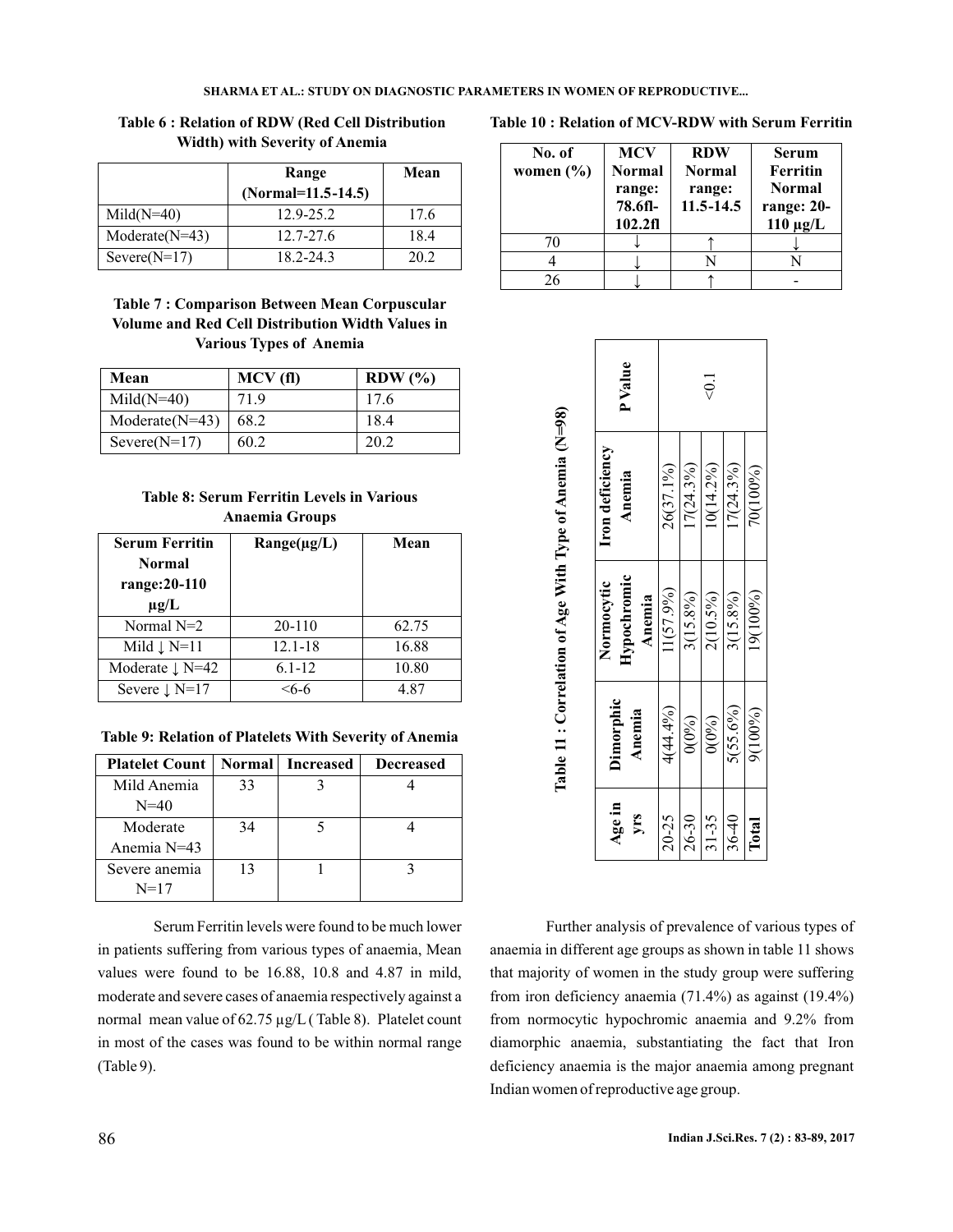**Table 6 : Relation of RDW (Red Cell Distribution Width) with Severity of Anemia**

| | Range (Normal=11.5-14.5) | Mean |
|---|---|---|
| Mild(N=40) | 12.9-25.2 | 17.6 |
| Moderate(N=43) | 12.7-27.6 | 18.4 |
| Severe(N=17) | 18.2-24.3 | 20.2 |

**Table 7 : Comparison Between Mean Corpuscular Volume and Red Cell Distribution Width Values in Various Types of Anemia**

| Mean | MCV (fl) | RDW (%) |
|---|---|---|
| Mild(N=40) | 71.9 | 17.6 |
| Moderate(N=43) | 68.2 | 18.4 |
| Severe(N=17) | 60.2 | 20.2 |

**Table 8: Serum Ferritin Levels in Various Anaemia Groups**

| Serum Ferritin Normal range:20-110 μg/L | Range(μg/L) | Mean |
|---|---|---|
| Normal N=2 | 20-110 | 62.75 |
| Mild ↓ N=11 | 12.1-18 | 16.88 |
| Moderate ↓ N=42 | 6.1-12 | 10.80 |
| Severe ↓ N=17 | <6-6 | 4.87 |

**Table 9: Relation of Platelets With Severity of Anemia**

| Platelet Count | Normal | Increased | Decreased |
|---|---|---|---|
| Mild Anemia N=40 | 33 | 3 | 4 |
| Moderate Anemia N=43 | 34 | 5 | 4 |
| Severe anemia N=17 | 13 | 1 | 3 |

Serum Ferritin levels were found to be much lower in patients suffering from various types of anaemia, Mean values were found to be 16.88, 10.8 and 4.87 in mild, moderate and severe cases of anaemia respectively against a normal mean value of 62.75 μg/L ( Table 8). Platelet count in most of the cases was found to be within normal range (Table 9).

**Table 10 : Relation of MCV-RDW with Serum Ferritin**

| No. of women (%) | MCV Normal range: 78.6fl-102.2fl | RDW Normal range: 11.5-14.5 | Serum Ferritin Normal range: 20-110 μg/L |
|---|---|---|---|
| 70 | ↓ | ↑ | ↓ |
| 4 | ↓ | N | N |
| 26 | ↓ | ↑ | - |

**Table 11 : Correlation of Age With Type of Anemia (N=98)**

| Age in yrs | Dimorphic Anemia | Normocytic Hypochromic Anemia | Iron deficiency Anemia | P Value |
|---|---|---|---|---|
| 20-25 | 4(44.4%) | 11(57.9%) | 26(37.1%) | <0.1 |
| 26-30 | 0(0%) | 3(15.8%) | 17(24.3%) | |
| 31-35 | 0(0%) | 2(10.5%) | 10(14.2%) | |
| 36-40 | 5(55.6%) | 3(15.8%) | 17(24.3%) | |
| Total | 9(100%) | 19(100%) | 70(100%) | |

Further analysis of prevalence of various types of anaemia in different age groups as shown in table 11 shows that majority of women in the study group were suffering from iron deficiency anaemia (71.4%) as against (19.4%) from normocytic hypochromic anaemia and 9.2% from diamorphic anaemia, substantiating the fact that Iron deficiency anaemia is the major anaemia among pregnant Indian women of reproductive age group.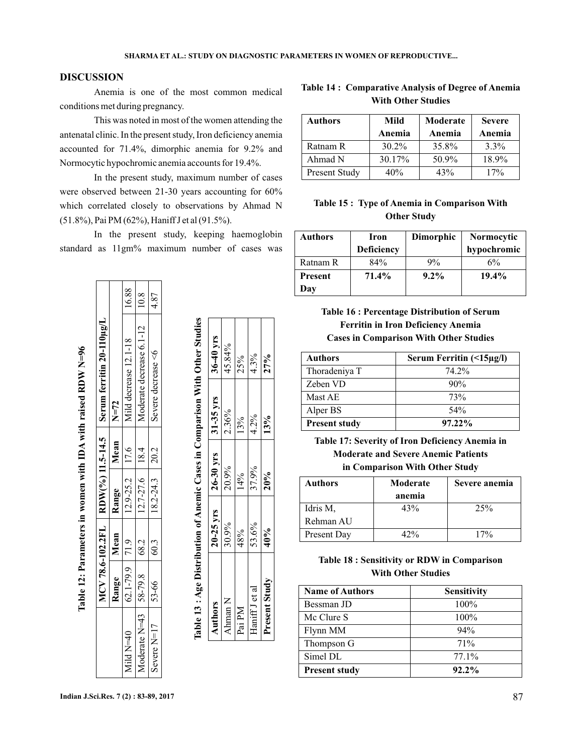## DISCUSSION

Anemia is one of the most common medical conditions met during pregnancy.

This was noted in most of the women attending the antenatal clinic. In the present study, Iron deficiency anemia accounted for 71.4%, dimorphic anemia for 9.2% and Normocytic hypochromic anemia accounts for 19.4%.

In the present study, maximum number of cases were observed between 21-30 years accounting for 60% which correlated closely to observations by Ahmad N (51.8%), Pai PM (62%), Haniff J et al (91.5%).

In the present study, keeping haemoglobin standard as 11gm% maximum number of cases was

**Table 12: Parameters in women with IDA with raised RDW N=96**

| | MCV 78.6-102.2FL | | RDW(%) 11.5-14.5 | | Serum ferritin 20-110μg/L | |
|---|---|---|---|---|---|---|
| | Range | Mean | Range | Mean | N=72 | |
| Mild N=40 | 62.1-79.9 | 71.9 | 12.9-25.2 | 17.6 | Mild decrease 12.1-18 | 16.88 |
| Moderate N=43 | 58-79.8 | 68.2 | 12.7-27.6 | 18.4 | Moderate decrease 6.1-12 | 10.8 |
| Severe N=17 | 53-66 | 60.3 | 18.2-24.3 | 20.2 | Severe decrease <6 | 4.87 |

**Table 13 : Age Distribution of Anemic Cases in Comparison With Other Studies**

| Authors | 20-25 yrs | 26-30 yrs | 31-35 yrs | 36-40 yrs |
|---|---|---|---|---|
| Ahman N | 30.9% | 20.9% | 2.36% | 45.84% |
| Pai PM | 48% | 14% | 13% | 25% |
| Haniff J et al | 53.6% | 37.9% | 4.2% | 4.3% |
| **Present Study** | **40%** | **20%** | **13%** | **27%** |

**Table 14 : Comparative Analysis of Degree of Anemia With Other Studies**

| Authors | Mild Anemia | Moderate Anemia | Severe Anemia |
|---|---|---|---|
| Ratnam R | 30.2% | 35.8% | 3.3% |
| Ahmad N | 30.17% | 50.9% | 18.9% |
| Present Study | 40% | 43% | 17% |

**Table 15 : Type of Anemia in Comparison With Other Study**

| Authors | Iron Deficiency | Dimorphic | Normocytic hypochromic |
|---|---|---|---|
| Ratnam R | 84% | 9% | 6% |
| **Present Day** | **71.4%** | **9.2%** | **19.4%** |

**Table 16 : Percentage Distribution of Serum Ferritin in Iron Deficiency Anemia Cases in Comparison With Other Studies**

| Authors | Serum Ferritin (<15μg/l) |
|---|---|
| Thoradeniya T | 74.2% |
| Zeben VD | 90% |
| Mast AE | 73% |
| Alper BS | 54% |
| **Present study** | **97.22%** |

**Table 17: Severity of Iron Deficiency Anemia in Moderate and Severe Anemic Patients in Comparison With Other Study**

| Authors | Moderate anemia | Severe anemia |
|---|---|---|
| Idris M, Rehman AU | 43% | 25% |
| Present Day | 42% | 17% |

**Table 18 : Sensitivity or RDW in Comparison With Other Studies**

| Name of Authors | Sensitivity |
|---|---|
| Bessman JD | 100% |
| Mc Clure S | 100% |
| Flynn MM | 94% |
| Thompson G | 71% |
| Simel DL | 77.1% |
| **Present study** | **92.2%** |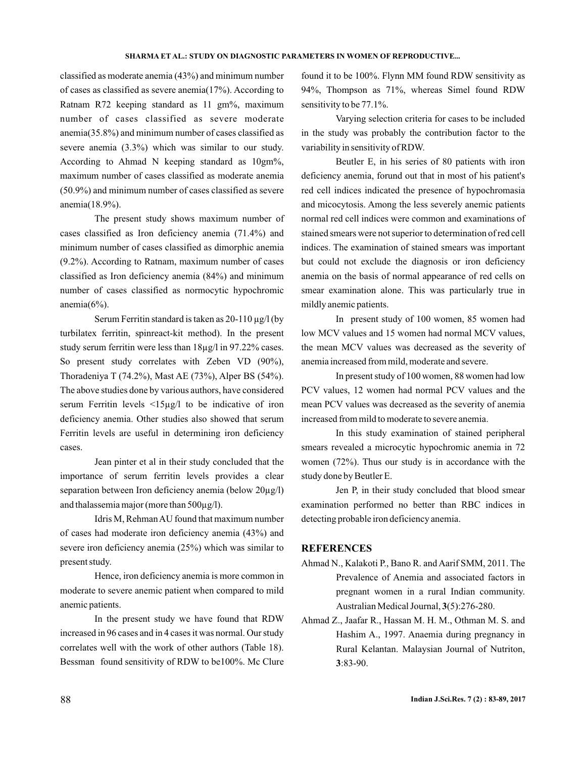classified as moderate anemia (43%) and minimum number of cases as classified as severe anemia(17%). According to Ratnam R72 keeping standard as 11 gm%, maximum number of cases classified as severe moderate anemia(35.8%) and minimum number of cases classified as severe anemia (3.3%) which was similar to our study. According to Ahmad N keeping standard as 10gm%, maximum number of cases classified as moderate anemia (50.9%) and minimum number of cases classified as severe anemia(18.9%).

The present study shows maximum number of cases classified as Iron deficiency anemia (71.4%) and minimum number of cases classified as dimorphic anemia (9.2%). According to Ratnam, maximum number of cases classified as Iron deficiency anemia (84%) and minimum number of cases classified as normocytic hypochromic anemia(6%).

Serum Ferritin standard is taken as 20-110 µg/l (by turbilatex ferritin, spinreact-kit method). In the present study serum ferritin were less than 18µg/l in 97.22% cases. So present study correlates with Zeben VD (90%), Thoradeniya T (74.2%), Mast AE (73%), Alper BS (54%). The above studies done by various authors, have considered serum Ferritin levels <15µg/l to be indicative of iron deficiency anemia. Other studies also showed that serum Ferritin levels are useful in determining iron deficiency cases.

Jean pinter et al in their study concluded that the importance of serum ferritin levels provides a clear separation between Iron deficiency anemia (below 20µg/l) and thalassemia major (more than 500µg/l).

Idris M, Rehman AU found that maximum number of cases had moderate iron deficiency anemia (43%) and severe iron deficiency anemia (25%) which was similar to present study.

Hence, iron deficiency anemia is more common in moderate to severe anemic patient when compared to mild anemic patients.

In the present study we have found that RDW increased in 96 cases and in 4 cases it was normal. Our study correlates well with the work of other authors (Table 18). Bessman found sensitivity of RDW to be100%. Mc Clure found it to be 100%. Flynn MM found RDW sensitivity as 94%, Thompson as 71%, whereas Simel found RDW sensitivity to be 77.1%.

Varying selection criteria for cases to be included in the study was probably the contribution factor to the variability in sensitivity of RDW.

Beutler E, in his series of 80 patients with iron deficiency anemia, forund out that in most of his patient's red cell indices indicated the presence of hypochromasia and micocytosis. Among the less severely anemic patients normal red cell indices were common and examinations of stained smears were not superior to determination of red cell indices. The examination of stained smears was important but could not exclude the diagnosis or iron deficiency anemia on the basis of normal appearance of red cells on smear examination alone. This was particularly true in mildly anemic patients.

In present study of 100 women, 85 women had low MCV values and 15 women had normal MCV values, the mean MCV values was decreased as the severity of anemia increased from mild, moderate and severe.

In present study of 100 women, 88 women had low PCV values, 12 women had normal PCV values and the mean PCV values was decreased as the severity of anemia increased from mild to moderate to severe anemia.

In this study examination of stained peripheral smears revealed a microcytic hypochromic anemia in 72 women (72%). Thus our study is in accordance with the study done by Beutler E.

Jen P, in their study concluded that blood smear examination performed no better than RBC indices in detecting probable iron deficiency anemia.

## REFERENCES

Ahmad N., Kalakoti P., Bano R. and Aarif SMM, 2011. The Prevalence of Anemia and associated factors in pregnant women in a rural Indian community. Australian Medical Journal, **3**(5):276-280.

Ahmad Z., Jaafar R., Hassan M. H. M., Othman M. S. and Hashim A., 1997. Anaemia during pregnancy in Rural Kelantan. Malaysian Journal of Nutriton, **3**:83-90.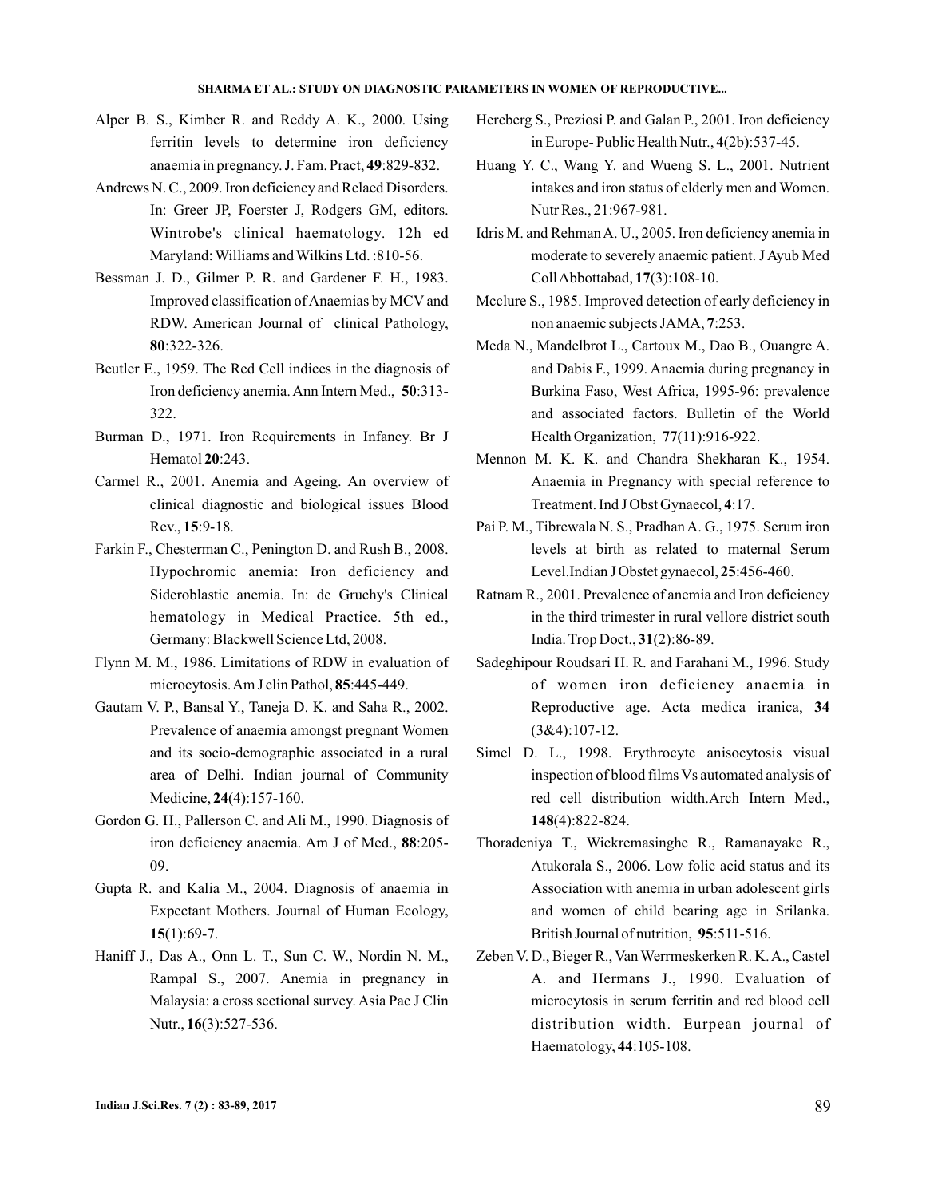Alper B. S., Kimber R. and Reddy A. K., 2000. Using ferritin levels to determine iron deficiency anaemia in pregnancy. J. Fam. Pract, **49**:829-832.

Andrews N. C., 2009. Iron deficiency and Relaed Disorders. In: Greer JP, Foerster J, Rodgers GM, editors. Wintrobe's clinical haematology. 12h ed Maryland: Williams and Wilkins Ltd. :810-56.

Bessman J. D., Gilmer P. R. and Gardener F. H., 1983. Improved classification of Anaemias by MCV and RDW. American Journal of clinical Pathology, **80**:322-326.

Beutler E., 1959. The Red Cell indices in the diagnosis of Iron deficiency anemia. Ann Intern Med., **50**:313-322.

Burman D., 1971. Iron Requirements in Infancy. Br J Hematol **20**:243.

Carmel R., 2001. Anemia and Ageing. An overview of clinical diagnostic and biological issues Blood Rev., **15**:9-18.

Farkin F., Chesterman C., Penington D. and Rush B., 2008. Hypochromic anemia: Iron deficiency and Sideroblastic anemia. In: de Gruchy's Clinical hematology in Medical Practice. 5th ed., Germany: Blackwell Science Ltd, 2008.

Flynn M. M., 1986. Limitations of RDW in evaluation of microcytosis. Am J clin Pathol, **85**:445-449.

Gautam V. P., Bansal Y., Taneja D. K. and Saha R., 2002. Prevalence of anaemia amongst pregnant Women and its socio-demographic associated in a rural area of Delhi. Indian journal of Community Medicine, **24**(4):157-160.

Gordon G. H., Pallerson C. and Ali M., 1990. Diagnosis of iron deficiency anaemia. Am J of Med., **88**:205-09.

Gupta R. and Kalia M., 2004. Diagnosis of anaemia in Expectant Mothers. Journal of Human Ecology, **15**(1):69-7.

Haniff J., Das A., Onn L. T., Sun C. W., Nordin N. M., Rampal S., 2007. Anemia in pregnancy in Malaysia: a cross sectional survey. Asia Pac J Clin Nutr., **16**(3):527-536.

Hercberg S., Preziosi P. and Galan P., 2001. Iron deficiency in Europe- Public Health Nutr., **4**(2b):537-45.

Huang Y. C., Wang Y. and Wueng S. L., 2001. Nutrient intakes and iron status of elderly men and Women. Nutr Res., 21:967-981.

Idris M. and Rehman A. U., 2005. Iron deficiency anemia in moderate to severely anaemic patient. J Ayub Med Coll Abbottabad, **17**(3):108-10.

Mcclure S., 1985. Improved detection of early deficiency in non anaemic subjects JAMA, **7**:253.

Meda N., Mandelbrot L., Cartoux M., Dao B., Ouangre A. and Dabis F., 1999. Anaemia during pregnancy in Burkina Faso, West Africa, 1995-96: prevalence and associated factors. Bulletin of the World Health Organization, **77**(11):916-922.

Mennon M. K. K. and Chandra Shekharan K., 1954. Anaemia in Pregnancy with special reference to Treatment. Ind J Obst Gynaecol, **4**:17.

Pai P. M., Tibrewala N. S., Pradhan A. G., 1975. Serum iron levels at birth as related to maternal Serum Level.Indian J Obstet gynaecol, **25**:456-460.

Ratnam R., 2001. Prevalence of anemia and Iron deficiency in the third trimester in rural vellore district south India. Trop Doct., **31**(2):86-89.

Sadeghipour Roudsari H. R. and Farahani M., 1996. Study of women iron deficiency anaemia in Reproductive age. Acta medica iranica, **34** (3&4):107-12.

Simel D. L., 1998. Erythrocyte anisocytosis visual inspection of blood films Vs automated analysis of red cell distribution width.Arch Intern Med., **148**(4):822-824.

Thoradeniya T., Wickremasinghe R., Ramanayake R., Atukorala S., 2006. Low folic acid status and its Association with anemia in urban adolescent girls and women of child bearing age in Srilanka. British Journal of nutrition, **95**:511-516.

Zeben V. D., Bieger R., Van Werrmeskerken R. K. A., Castel A. and Hermans J., 1990. Evaluation of microcytosis in serum ferritin and red blood cell distribution width. Eurpean journal of Haematology, **44**:105-108.